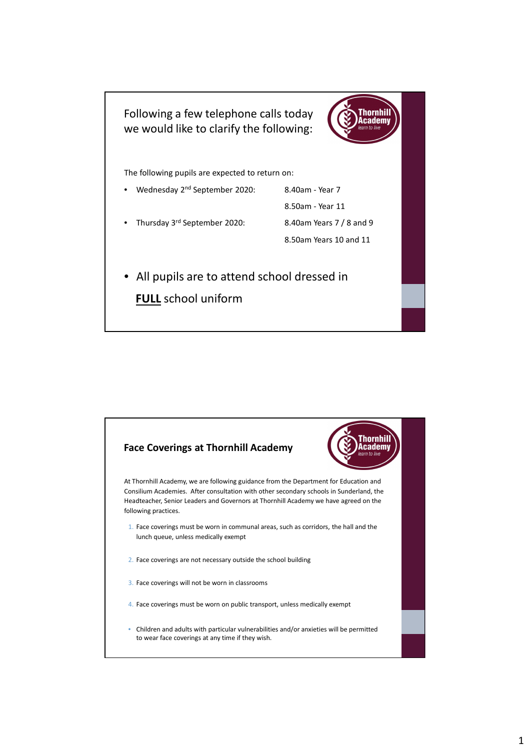## Following a few telephone calls today we would like to clarify the following:

The following pupils are expected to return on:

- Wednesday 2nd September 2020: 8.40am - Year 7
  8.50am - Year 11
- Thursday 3rd September 2020: 8.40am Years 7 / 8 and 9
  8.50am Years 10 and 11

- All pupils are to attend school dressed in **FULL** school uniform

## Face Coverings at Thornhill Academy

At Thornhill Academy, we are following guidance from the Department for Education and Consilium Academies. After consultation with other secondary schools in Sunderland, the Headteacher, Senior Leaders and Governors at Thornhill Academy we have agreed on the following practices.

1. Face coverings must be worn in communal areas, such as corridors, the hall and the lunch queue, unless medically exempt
2. Face coverings are not necessary outside the school building
3. Face coverings will not be worn in classrooms
4. Face coverings must be worn on public transport, unless medically exempt

- Children and adults with particular vulnerabilities and/or anxieties will be permitted to wear face coverings at any time if they wish.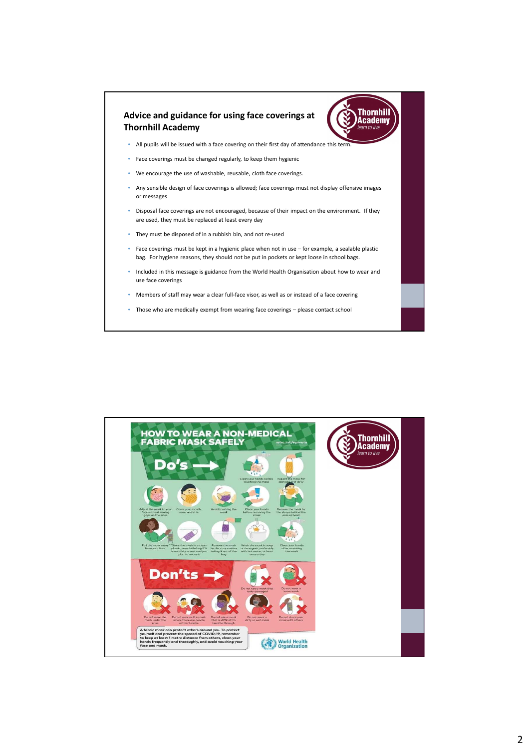## Advice and guidance for using face coverings at Thornhill Academy

Thornhill Academy
*learn to live*

- All pupils will be issued with a face covering on their first day of attendance this term.
- Face coverings must be changed regularly, to keep them hygienic
- We encourage the use of washable, reusable, cloth face coverings.
- Any sensible design of face coverings is allowed; face coverings must not display offensive images or messages
- Disposal face coverings are not encouraged, because of their impact on the environment. If they are used, they must be replaced at least every day
- They must be disposed of in a rubbish bin, and not re-used
- Face coverings must be kept in a hygienic place when not in use – for example, a sealable plastic bag. For hygiene reasons, they should not be put in pockets or kept loose in school bags.
- Included in this message is guidance from the World Health Organisation about how to wear and use face coverings
- Members of staff may wear a clear full-face visor, as well as or instead of a face covering
- Those who are medically exempt from wearing face coverings – please contact school

## HOW TO WEAR A NON-MEDICAL FABRIC MASK SAFELY

who.int/epi-win

Thornhill Academy
*learn to live*

**Do's**

- Clean your hands before touching the mask
- Inspect the mask for damage or if dirty
- Adjust the mask to your face without leaving gaps on the sides
- Cover your mouth, nose, and chin
- Avoid touching the mask
- Clean your hands before removing the mask
- Remove the mask by the straps behind the ears or head
- Pull the mask away from your face
- Store the mask in a clean plastic, resealable bag if it is not dirty or wet and you plan to re-use it
- Remove the mask by the straps when taking it out of the bag
- Wash the mask in soap or detergent, preferably with hot water, at least once a day
- Clean your hands after removing the mask

**Don'ts**

- Do not use a mask that looks damaged
- Do not wear a loose mask
- Do not wear the mask under the nose
- Do not remove the mask where there are people within 1 metre
- Do not use a mask that is difficult to breathe through
- Do not wear a dirty or wet mask
- Do not share your mask with others

A fabric mask can protect others around you. To protect yourself and prevent the spread of COVID-19, remember to keep at least 1 metre distance from others, clean your hands frequently and thoroughly, and avoid touching your face and mask.

World Health Organization